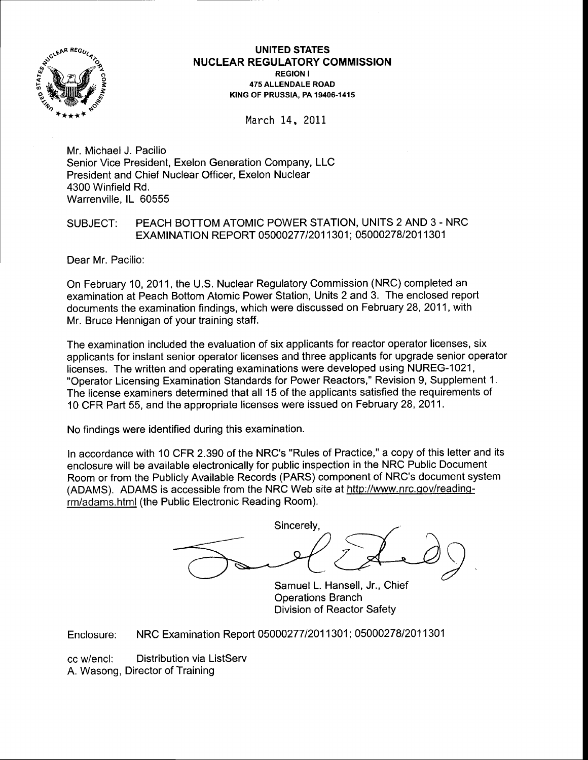**UNITED STATES**
**NUCLEAR REGULATORY COMMISSION**
**REGION I**
**475 ALLENDALE ROAD**
**KING OF PRUSSIA, PA 19406-1415**

March 14, 2011

Mr. Michael J. Pacilio
Senior Vice President, Exelon Generation Company, LLC
President and Chief Nuclear Officer, Exelon Nuclear
4300 Winfield Rd.
Warrenville, IL 60555

SUBJECT: PEACH BOTTOM ATOMIC POWER STATION, UNITS 2 AND 3 - NRC EXAMINATION REPORT 05000277/2011301; 05000278/2011301

Dear Mr. Pacilio:

On February 10, 2011, the U.S. Nuclear Regulatory Commission (NRC) completed an examination at Peach Bottom Atomic Power Station, Units 2 and 3. The enclosed report documents the examination findings, which were discussed on February 28, 2011, with Mr. Bruce Hennigan of your training staff.

The examination included the evaluation of six applicants for reactor operator licenses, six applicants for instant senior operator licenses and three applicants for upgrade senior operator licenses. The written and operating examinations were developed using NUREG-1021, "Operator Licensing Examination Standards for Power Reactors," Revision 9, Supplement 1. The license examiners determined that all 15 of the applicants satisfied the requirements of 10 CFR Part 55, and the appropriate licenses were issued on February 28, 2011.

No findings were identified during this examination.

In accordance with 10 CFR 2.390 of the NRC's "Rules of Practice," a copy of this letter and its enclosure will be available electronically for public inspection in the NRC Public Document Room or from the Publicly Available Records (PARS) component of NRC's document system (ADAMS). ADAMS is accessible from the NRC Web site at http://www.nrc.gov/reading-rm/adams.html (the Public Electronic Reading Room).

Sincerely,

Samuel L. Hansell, Jr., Chief
Operations Branch
Division of Reactor Safety

Enclosure: NRC Examination Report 05000277/2011301; 05000278/2011301

cc w/encl: Distribution via ListServ
A. Wasong, Director of Training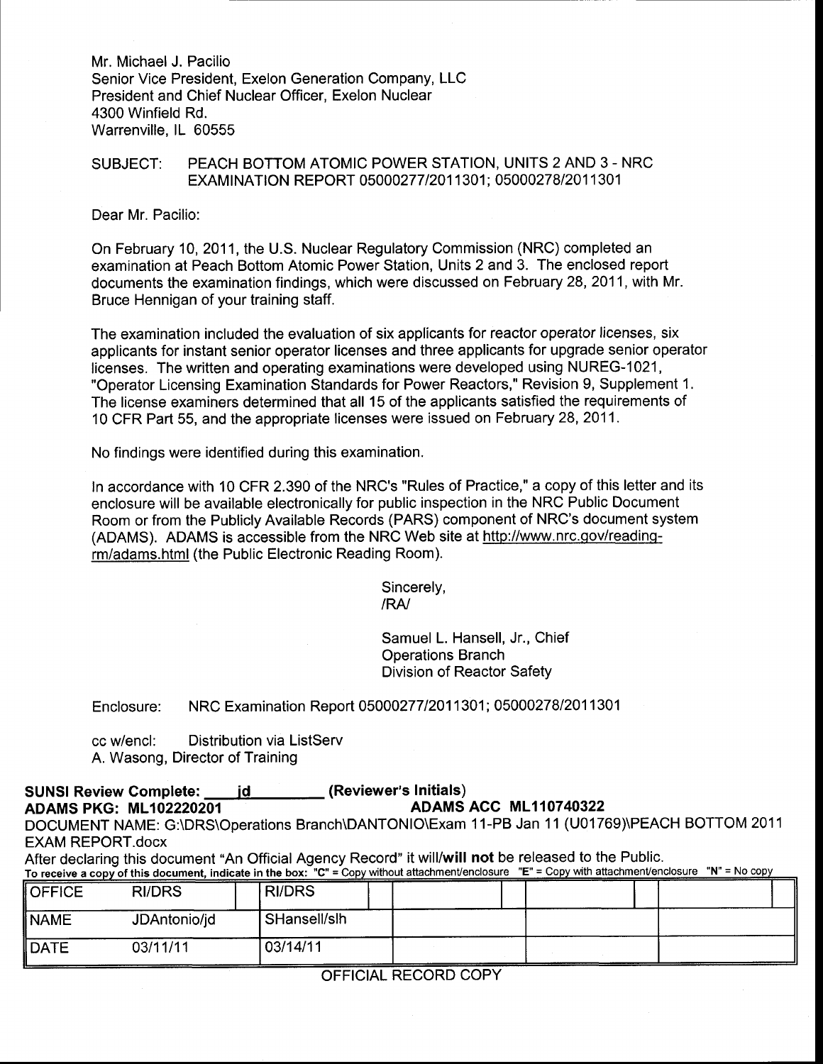Mr. Michael J. Pacilio
Senior Vice President, Exelon Generation Company, LLC
President and Chief Nuclear Officer, Exelon Nuclear
4300 Winfield Rd.
Warrenville, IL 60555

SUBJECT: PEACH BOTTOM ATOMIC POWER STATION, UNITS 2 AND 3 - NRC EXAMINATION REPORT 05000277/2011301; 05000278/2011301

Dear Mr. Pacilio:

On February 10, 2011, the U.S. Nuclear Regulatory Commission (NRC) completed an examination at Peach Bottom Atomic Power Station, Units 2 and 3. The enclosed report documents the examination findings, which were discussed on February 28, 2011, with Mr. Bruce Hennigan of your training staff.

The examination included the evaluation of six applicants for reactor operator licenses, six applicants for instant senior operator licenses and three applicants for upgrade senior operator licenses. The written and operating examinations were developed using NUREG-1021, "Operator Licensing Examination Standards for Power Reactors," Revision 9, Supplement 1. The license examiners determined that all 15 of the applicants satisfied the requirements of 10 CFR Part 55, and the appropriate licenses were issued on February 28, 2011.

No findings were identified during this examination.

In accordance with 10 CFR 2.390 of the NRC's "Rules of Practice," a copy of this letter and its enclosure will be available electronically for public inspection in the NRC Public Document Room or from the Publicly Available Records (PARS) component of NRC's document system (ADAMS). ADAMS is accessible from the NRC Web site at http://www.nrc.gov/reading-rm/adams.html (the Public Electronic Reading Room).

Sincerely,
/RA/

Samuel L. Hansell, Jr., Chief
Operations Branch
Division of Reactor Safety

Enclosure: NRC Examination Report 05000277/2011301; 05000278/2011301

cc w/encl: Distribution via ListServ
A. Wasong, Director of Training

**SUNSI Review Complete: jd (Reviewer's Initials)**
**ADAMS PKG: ML102220201** **ADAMS ACC ML110740322**
DOCUMENT NAME: G:\DRS\Operations Branch\DANTONIO\Exam 11-PB Jan 11 (U01769)\PEACH BOTTOM 2011 EXAM REPORT.docx
After declaring this document "An Official Agency Record" it will/**will not** be released to the Public.
To receive a copy of this document, indicate in the box: "C" = Copy without attachment/enclosure "E" = Copy with attachment/enclosure "N" = No copy

| OFFICE | RI/DRS | RI/DRS | | | |
|---|---|---|---|---|---|
| NAME | JDAntonio/jd | SHansell/slh | | | |
| DATE | 03/11/11 | 03/14/11 | | | |

OFFICIAL RECORD COPY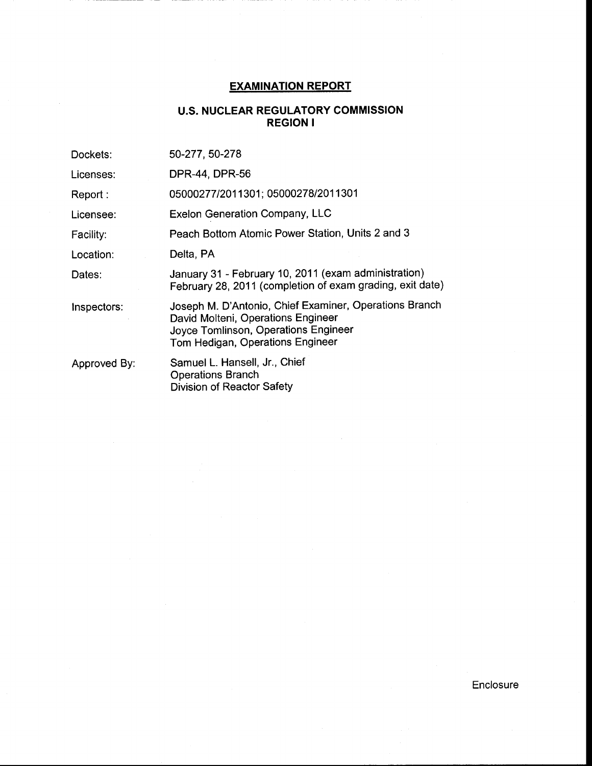## EXAMINATION REPORT

### U.S. NUCLEAR REGULATORY COMMISSION
### REGION I

| | |
|---|---|
| Dockets: | 50-277, 50-278 |
| Licenses: | DPR-44, DPR-56 |
| Report : | 05000277/2011301; 05000278/2011301 |
| Licensee: | Exelon Generation Company, LLC |
| Facility: | Peach Bottom Atomic Power Station, Units 2 and 3 |
| Location: | Delta, PA |
| Dates: | January 31 - February 10, 2011 (exam administration)<br>February 28, 2011 (completion of exam grading, exit date) |
| Inspectors: | Joseph M. D'Antonio, Chief Examiner, Operations Branch<br>David Molteni, Operations Engineer<br>Joyce Tomlinson, Operations Engineer<br>Tom Hedigan, Operations Engineer |
| Approved By: | Samuel L. Hansell, Jr., Chief<br>Operations Branch<br>Division of Reactor Safety |

Enclosure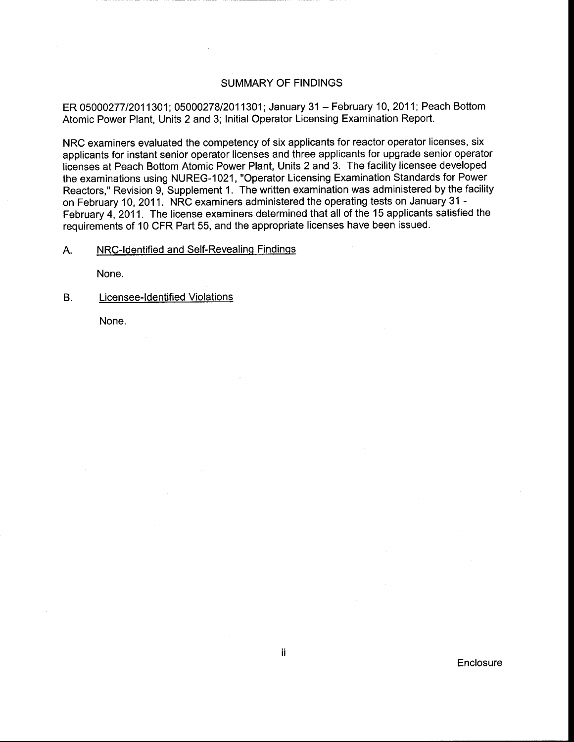# SUMMARY OF FINDINGS

ER 05000277/2011301; 05000278/2011301; January 31 – February 10, 2011; Peach Bottom Atomic Power Plant, Units 2 and 3; Initial Operator Licensing Examination Report.

NRC examiners evaluated the competency of six applicants for reactor operator licenses, six applicants for instant senior operator licenses and three applicants for upgrade senior operator licenses at Peach Bottom Atomic Power Plant, Units 2 and 3. The facility licensee developed the examinations using NUREG-1021, "Operator Licensing Examination Standards for Power Reactors," Revision 9, Supplement 1. The written examination was administered by the facility on February 10, 2011. NRC examiners administered the operating tests on January 31 - February 4, 2011. The license examiners determined that all of the 15 applicants satisfied the requirements of 10 CFR Part 55, and the appropriate licenses have been issued.

A. NRC-Identified and Self-Revealing Findings

None.

B. Licensee-Identified Violations

None.

Enclosure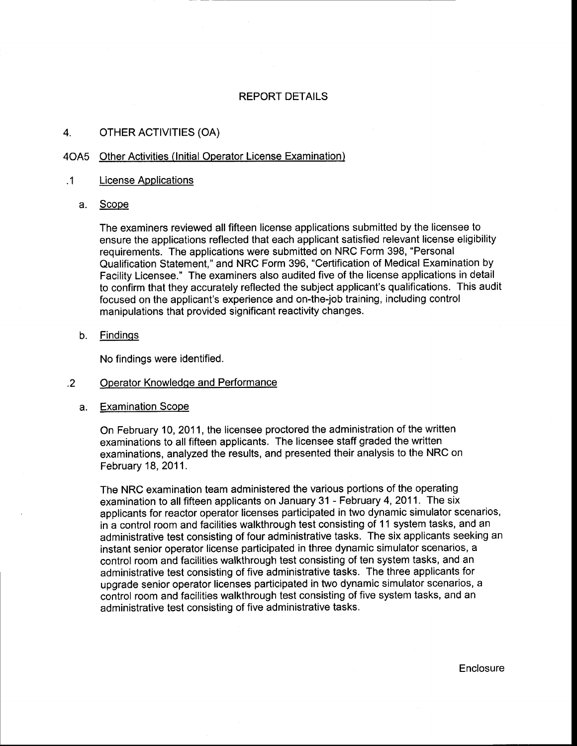# REPORT DETAILS

## 4. OTHER ACTIVITIES (OA)

### 4OA5 Other Activities (Initial Operator License Examination)

#### .1 License Applications

**a. Scope**

The examiners reviewed all fifteen license applications submitted by the licensee to ensure the applications reflected that each applicant satisfied relevant license eligibility requirements. The applications were submitted on NRC Form 398, "Personal Qualification Statement," and NRC Form 396, "Certification of Medical Examination by Facility Licensee." The examiners also audited five of the license applications in detail to confirm that they accurately reflected the subject applicant's qualifications. This audit focused on the applicant's experience and on-the-job training, including control manipulations that provided significant reactivity changes.

**b. Findings**

No findings were identified.

#### .2 Operator Knowledge and Performance

**a. Examination Scope**

On February 10, 2011, the licensee proctored the administration of the written examinations to all fifteen applicants. The licensee staff graded the written examinations, analyzed the results, and presented their analysis to the NRC on February 18, 2011.

The NRC examination team administered the various portions of the operating examination to all fifteen applicants on January 31 - February 4, 2011. The six applicants for reactor operator licenses participated in two dynamic simulator scenarios, in a control room and facilities walkthrough test consisting of 11 system tasks, and an administrative test consisting of four administrative tasks. The six applicants seeking an instant senior operator license participated in three dynamic simulator scenarios, a control room and facilities walkthrough test consisting of ten system tasks, and an administrative test consisting of five administrative tasks. The three applicants for upgrade senior operator licenses participated in two dynamic simulator scenarios, a control room and facilities walkthrough test consisting of five system tasks, and an administrative test consisting of five administrative tasks.

Enclosure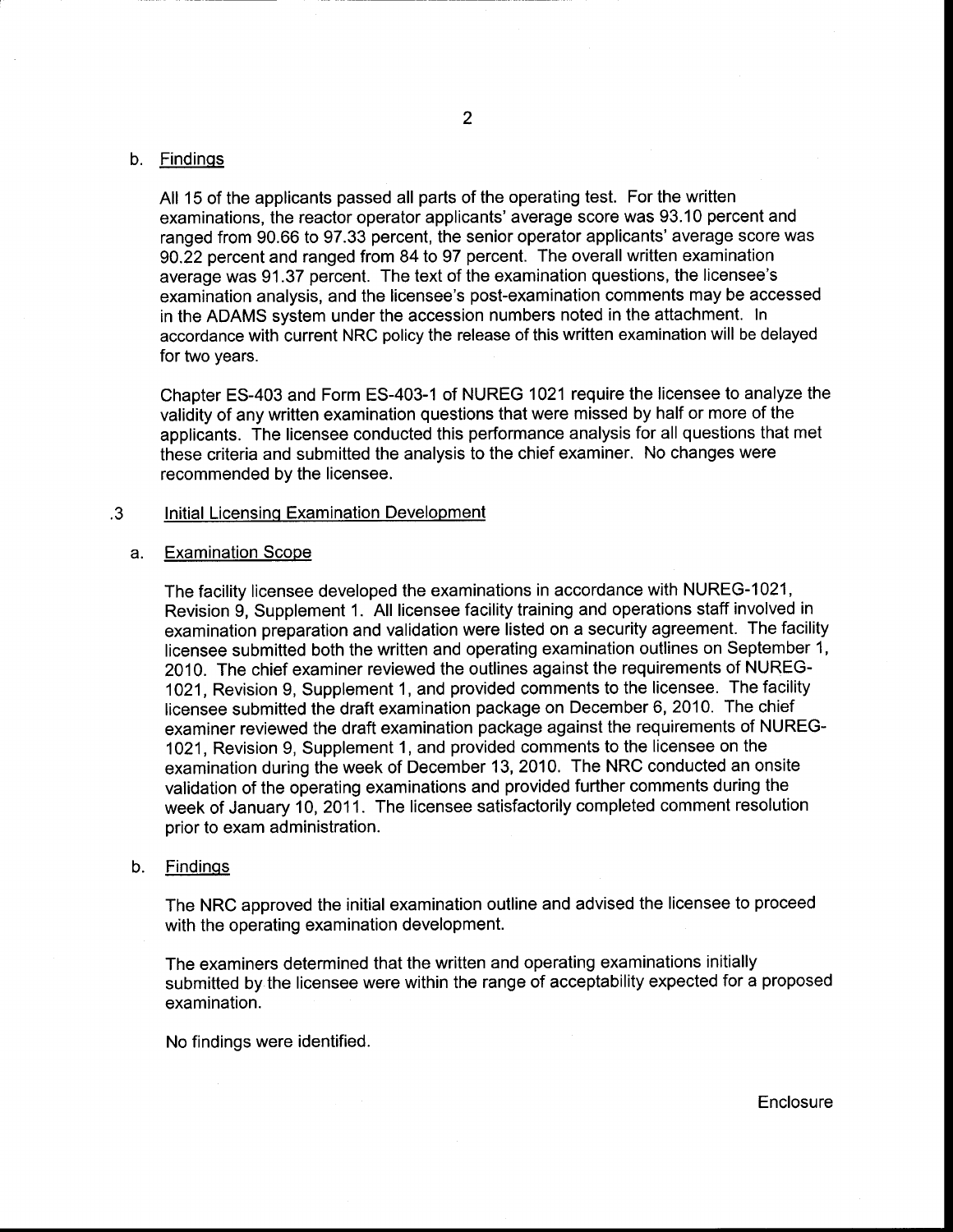b. Findings

All 15 of the applicants passed all parts of the operating test. For the written examinations, the reactor operator applicants' average score was 93.10 percent and ranged from 90.66 to 97.33 percent, the senior operator applicants' average score was 90.22 percent and ranged from 84 to 97 percent. The overall written examination average was 91.37 percent. The text of the examination questions, the licensee's examination analysis, and the licensee's post-examination comments may be accessed in the ADAMS system under the accession numbers noted in the attachment. In accordance with current NRC policy the release of this written examination will be delayed for two years.

Chapter ES-403 and Form ES-403-1 of NUREG 1021 require the licensee to analyze the validity of any written examination questions that were missed by half or more of the applicants. The licensee conducted this performance analysis for all questions that met these criteria and submitted the analysis to the chief examiner. No changes were recommended by the licensee.

.3 Initial Licensing Examination Development

a. Examination Scope

The facility licensee developed the examinations in accordance with NUREG-1021, Revision 9, Supplement 1. All licensee facility training and operations staff involved in examination preparation and validation were listed on a security agreement. The facility licensee submitted both the written and operating examination outlines on September 1, 2010. The chief examiner reviewed the outlines against the requirements of NUREG-1021, Revision 9, Supplement 1, and provided comments to the licensee. The facility licensee submitted the draft examination package on December 6, 2010. The chief examiner reviewed the draft examination package against the requirements of NUREG-1021, Revision 9, Supplement 1, and provided comments to the licensee on the examination during the week of December 13, 2010. The NRC conducted an onsite validation of the operating examinations and provided further comments during the week of January 10, 2011. The licensee satisfactorily completed comment resolution prior to exam administration.

b. Findings

The NRC approved the initial examination outline and advised the licensee to proceed with the operating examination development.

The examiners determined that the written and operating examinations initially submitted by the licensee were within the range of acceptability expected for a proposed examination.

No findings were identified.

Enclosure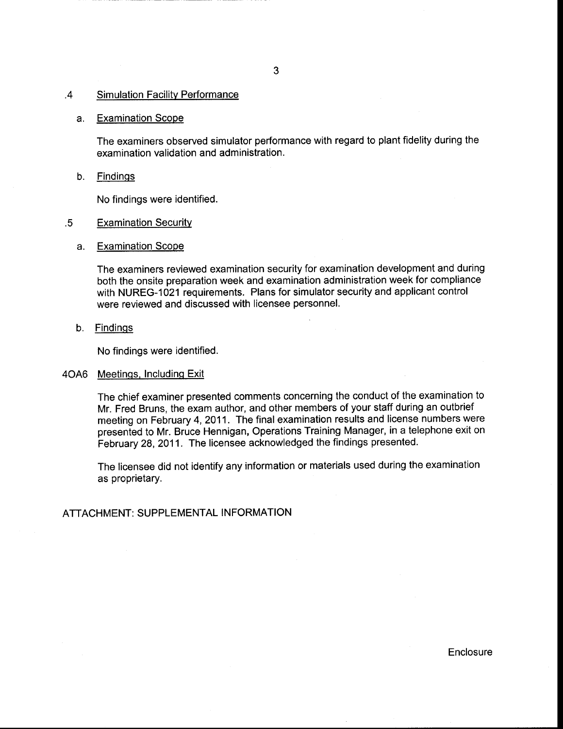### .4 Simulation Facility Performance

a. Examination Scope

The examiners observed simulator performance with regard to plant fidelity during the examination validation and administration.

b. Findings

No findings were identified.

### .5 Examination Security

a. Examination Scope

The examiners reviewed examination security for examination development and during both the onsite preparation week and examination administration week for compliance with NUREG-1021 requirements. Plans for simulator security and applicant control were reviewed and discussed with licensee personnel.

b. Findings

No findings were identified.

## 4OA6 Meetings, Including Exit

The chief examiner presented comments concerning the conduct of the examination to Mr. Fred Bruns, the exam author, and other members of your staff during an outbrief meeting on February 4, 2011. The final examination results and license numbers were presented to Mr. Bruce Hennigan, Operations Training Manager, in a telephone exit on February 28, 2011. The licensee acknowledged the findings presented.

The licensee did not identify any information or materials used during the examination as proprietary.

ATTACHMENT: SUPPLEMENTAL INFORMATION

Enclosure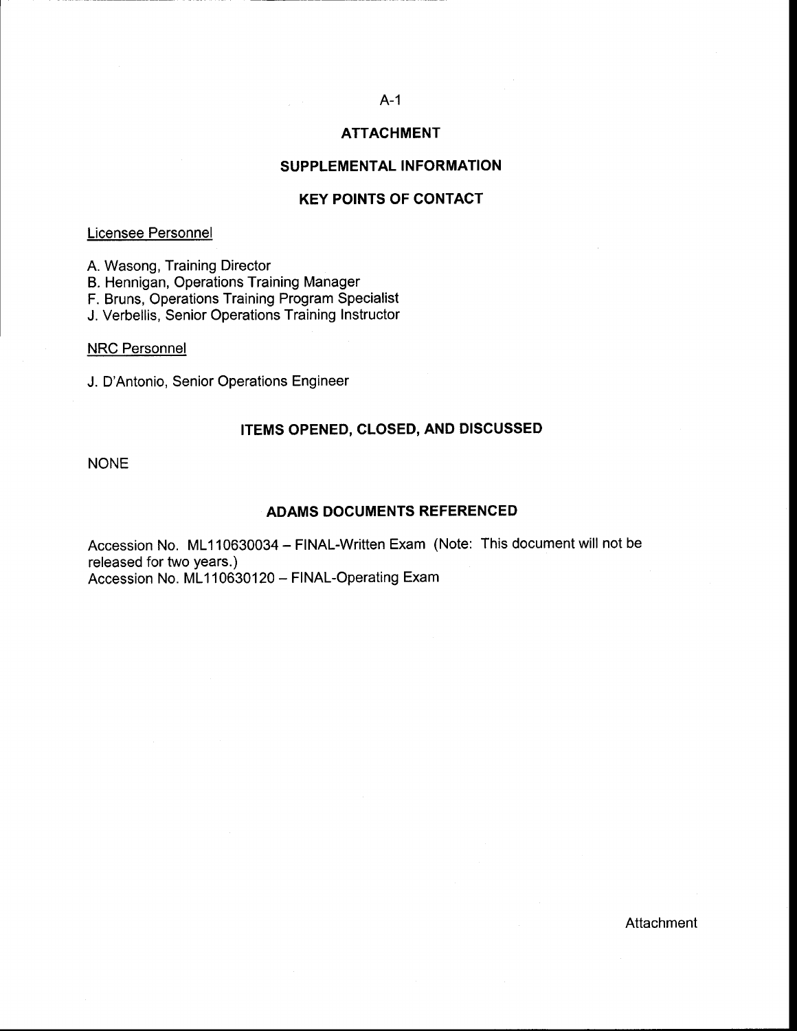# ATTACHMENT

## SUPPLEMENTAL INFORMATION

## KEY POINTS OF CONTACT

Licensee Personnel

A. Wasong, Training Director
B. Hennigan, Operations Training Manager
F. Bruns, Operations Training Program Specialist
J. Verbellis, Senior Operations Training Instructor

NRC Personnel

J. D'Antonio, Senior Operations Engineer

## ITEMS OPENED, CLOSED, AND DISCUSSED

NONE

## ADAMS DOCUMENTS REFERENCED

Accession No. ML110630034 – FINAL-Written Exam (Note: This document will not be released for two years.)
Accession No. ML110630120 – FINAL-Operating Exam